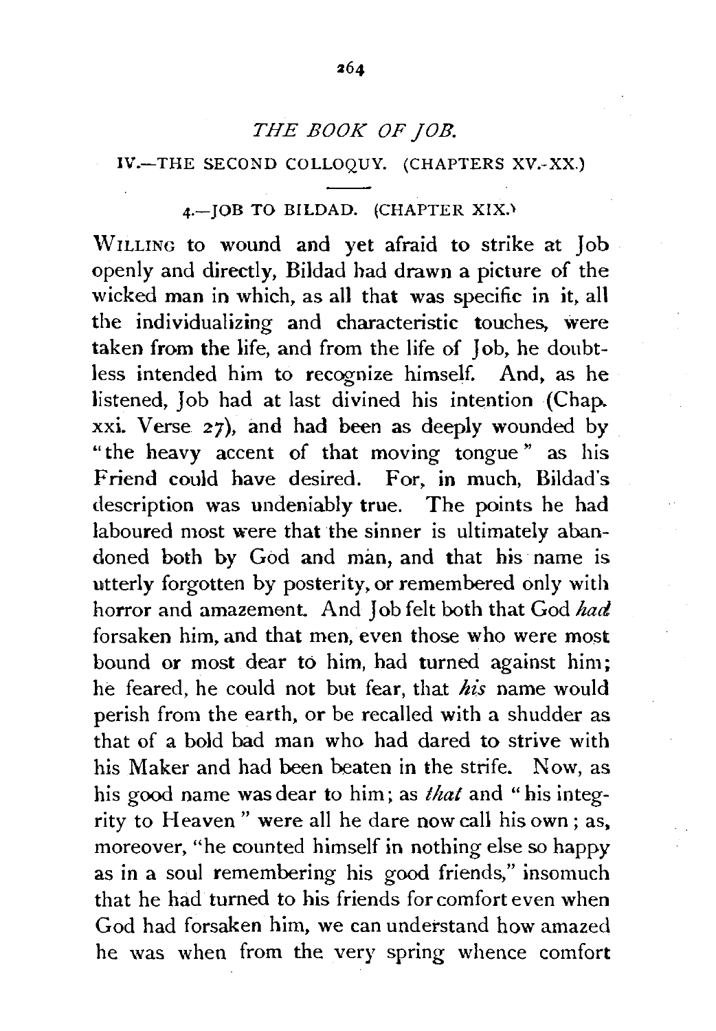# THE BOOK OF JOB.

## IV.—THE SECOND COLLOQUY. (CHAPTERS XV.-XX.)

### 4.—JOB TO BILDAD. (CHAPTER XIX.)

WILLING to wound and yet afraid to strike at Job openly and directly, Bildad had drawn a picture of the wicked man in which, as all that was specific in it, all the individualizing and characteristic touches, were taken from the life, and from the life of Job, he doubtless intended him to recognize himself. And, as he listened, Job had at last divined his intention (Chap. xxi. Verse 27), and had been as deeply wounded by "the heavy accent of that moving tongue" as his Friend could have desired. For, in much, Bildad's description was undeniably true. The points he had laboured most were that the sinner is ultimately abandoned both by God and man, and that his name is utterly forgotten by posterity, or remembered only with horror and amazement. And Job felt both that God *had* forsaken him, and that men, even those who were most bound or most dear to him, had turned against him; he feared, he could not but fear, that *his* name would perish from the earth, or be recalled with a shudder as that of a bold bad man who had dared to strive with his Maker and had been beaten in the strife. Now, as his good name was dear to him; as *that* and "his integrity to Heaven" were all he dare now call his own; as, moreover, "he counted himself in nothing else so happy as in a soul remembering his good friends," insomuch that he had turned to his friends for comfort even when God had forsaken him, we can understand how amazed he was when from the very spring whence comfort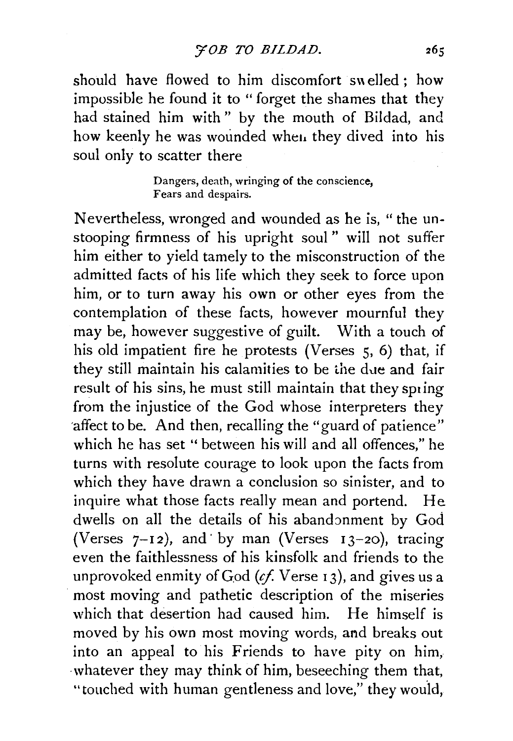should have flowed to him discomfort swelled; how impossible he found it to "forget the shames that they had stained him with" by the mouth of Bildad, and how keenly he was wounded when they dived into his soul only to scatter there

> Dangers, death, wringing of the conscience,
> Fears and despairs.

Nevertheless, wronged and wounded as he is, "the unstooping firmness of his upright soul" will not suffer him either to yield tamely to the misconstruction of the admitted facts of his life which they seek to force upon him, or to turn away his own or other eyes from the contemplation of these facts, however mournful they may be, however suggestive of guilt. With a touch of his old impatient fire he protests (Verses 5, 6) that, if they still maintain his calamities to be the due and fair result of his sins, he must still maintain that they spring from the injustice of the God whose interpreters they affect to be. And then, recalling the "guard of patience" which he has set "between his will and all offences," he turns with resolute courage to look upon the facts from which they have drawn a conclusion so sinister, and to inquire what those facts really mean and portend. He dwells on all the details of his abandonment by God (Verses 7–12), and by man (Verses 13–20), tracing even the faithlessness of his kinsfolk and friends to the unprovoked enmity of God (*cf.* Verse 13), and gives us a most moving and pathetic description of the miseries which that desertion had caused him. He himself is moved by his own most moving words, and breaks out into an appeal to his Friends to have pity on him, whatever they may think of him, beseeching them that, "touched with human gentleness and love," they would,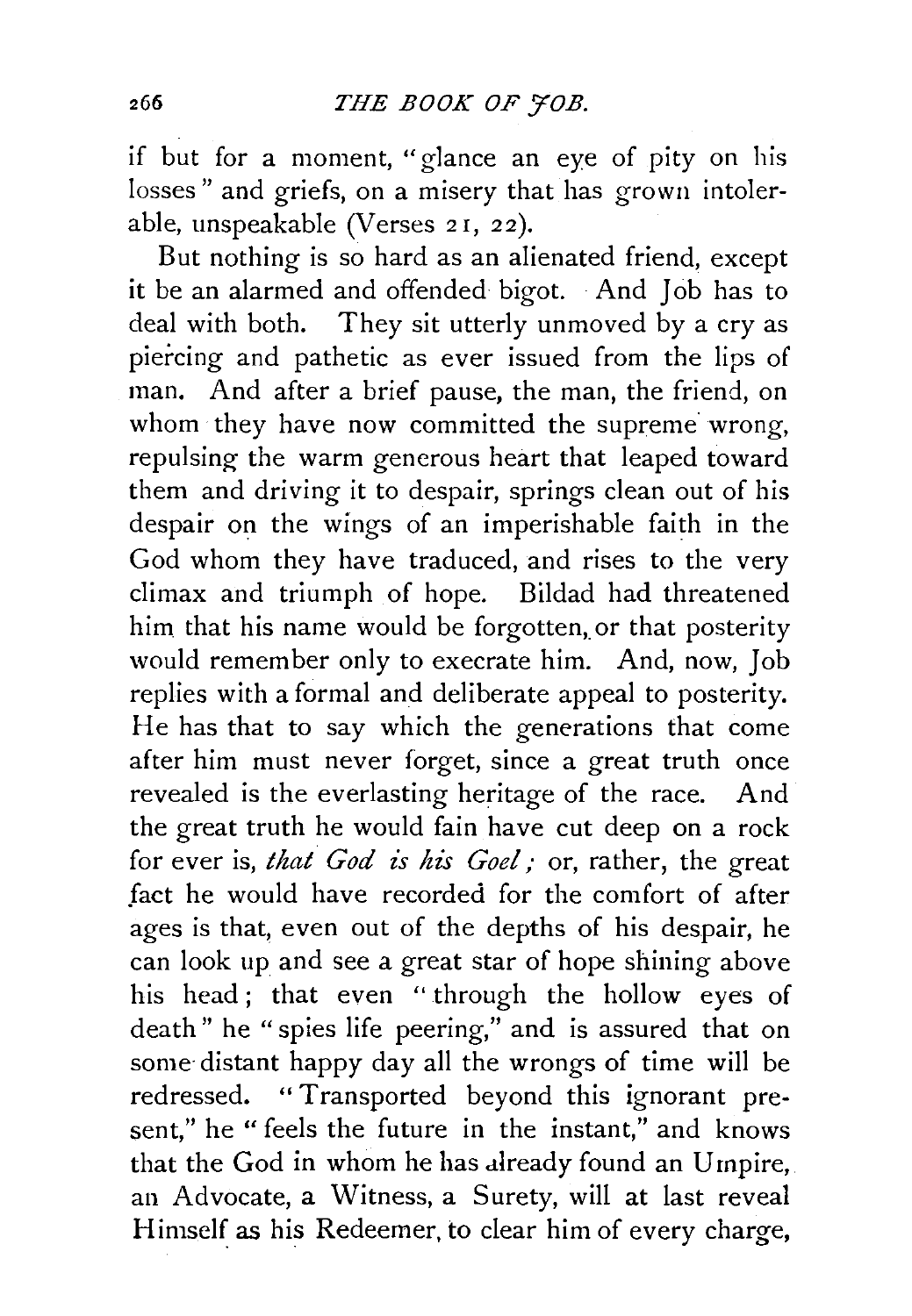if but for a moment, "glance an eye of pity on his losses" and griefs, on a misery that has grown intolerable, unspeakable (Verses 21, 22).

But nothing is so hard as an alienated friend, except it be an alarmed and offended bigot. And Job has to deal with both. They sit utterly unmoved by a cry as piercing and pathetic as ever issued from the lips of man. And after a brief pause, the man, the friend, on whom they have now committed the supreme wrong, repulsing the warm generous heart that leaped toward them and driving it to despair, springs clean out of his despair on the wings of an imperishable faith in the God whom they have traduced, and rises to the very climax and triumph of hope. Bildad had threatened him that his name would be forgotten, or that posterity would remember only to execrate him. And, now, Job replies with a formal and deliberate appeal to posterity. He has that to say which the generations that come after him must never forget, since a great truth once revealed is the everlasting heritage of the race. And the great truth he would fain have cut deep on a rock for ever is, *that God is his Goel;* or, rather, the great fact he would have recorded for the comfort of after ages is that, even out of the depths of his despair, he can look up and see a great star of hope shining above his head; that even "through the hollow eyes of death" he "spies life peering," and is assured that on some distant happy day all the wrongs of time will be redressed. "Transported beyond this ignorant present," he "feels the future in the instant," and knows that the God in whom he has already found an Umpire, an Advocate, a Witness, a Surety, will at last reveal Himself as his Redeemer, to clear him of every charge,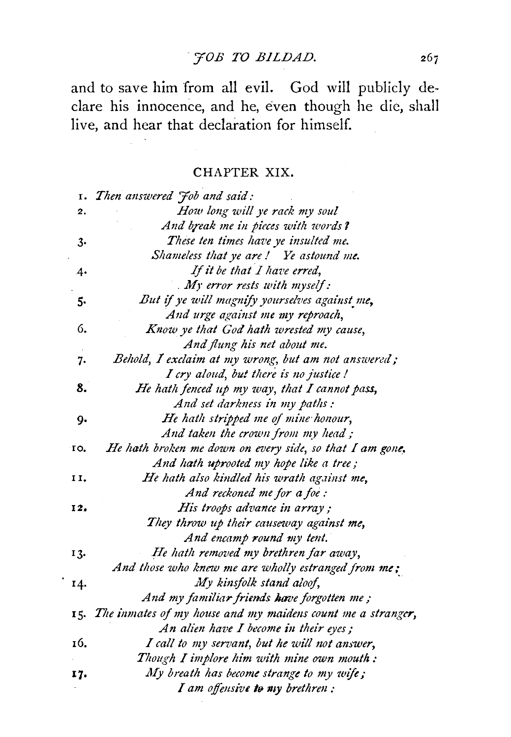and to save him from all evil. God will publicly declare his innocence, and he, even though he die, shall live, and hear that declaration for himself.

## CHAPTER XIX.

1. *Then answered Job and said:*
2. *How long will ye rack my soul*
   *And break me in pieces with words?*
3. *These ten times have ye insulted me.*
   *Shameless that ye are! Ye astound me.*
4. *If it be that I have erred,*
   *My error rests with myself:*
5. *But if ye will magnify yourselves against me,*
   *And urge against me my reproach,*
6. *Know ye that God hath wrested my cause,*
   *And flung his net about me.*
7. *Behold, I exclaim at my wrong, but am not answered;*
   *I cry aloud, but there is no justice!*
8. *He hath fenced up my way, that I cannot pass,*
   *And set darkness in my paths:*
9. *He hath stripped me of mine honour,*
   *And taken the crown from my head;*
10. *He hath broken me down on every side, so that I am gone,*
    *And hath uprooted my hope like a tree;*
11. *He hath also kindled his wrath against me,*
    *And reckoned me for a foe:*
12. *His troops advance in array;*
    *They throw up their causeway against me,*
    *And encamp round my tent.*
13. *He hath removed my brethren far away,*
    *And those who knew me are wholly estranged from me;*
14. *My kinsfolk stand aloof,*
    *And my familiar friends have forgotten me;*
15. *The inmates of my house and my maidens count me a stranger,*
    *An alien have I become in their eyes;*
16. *I call to my servant, but he will not answer,*
    *Though I implore him with mine own mouth:*
17. *My breath has become strange to my wife;*
    *I am offensive to my brethren:*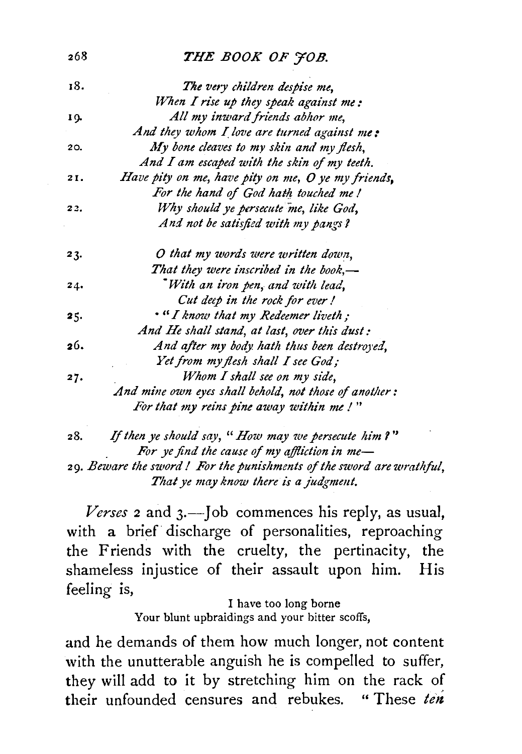18. *The very children despise me,*
*When I rise up they speak against me:*

19. *All my inward friends abhor me,*
*And they whom I love are turned against me:*

20. *My bone cleaves to my skin and my flesh,*
*And I am escaped with the skin of my teeth.*

21. *Have pity on me, have pity on me, O ye my friends,*
*For the hand of God hath touched me!*

22. *Why should ye persecute me, like God,*
*And not be satisfied with my pangs?*

23. *O that my words were written down,*
*That they were inscribed in the book,—*

24. *With an iron pen, and with lead,*
*Cut deep in the rock for ever!*

25. *"I know that my Redeemer liveth;*
*And He shall stand, at last, over this dust:*

26. *And after my body hath thus been destroyed,*
*Yet from my flesh shall I see God;*

27. *Whom I shall see on my side,*
*And mine own eyes shall behold, not those of another:*
*For that my reins pine away within me!"*

28. *If then ye should say, "How may we persecute him?"*
*For ye find the cause of my affliction in me—*

29. *Beware the sword! For the punishments of the sword are wrathful,*
*That ye may know there is a judgment.*

*Verses* 2 and 3.—Job commences his reply, as usual, with a brief discharge of personalities, reproaching the Friends with the cruelty, the pertinacity, the shameless injustice of their assault upon him. His feeling is,

> I have too long borne
> Your blunt upbraidings and your bitter scoffs,

and he demands of them how much longer, not content with the unutterable anguish he is compelled to suffer, they will add to it by stretching him on the rack of their unfounded censures and rebukes. "These *ten*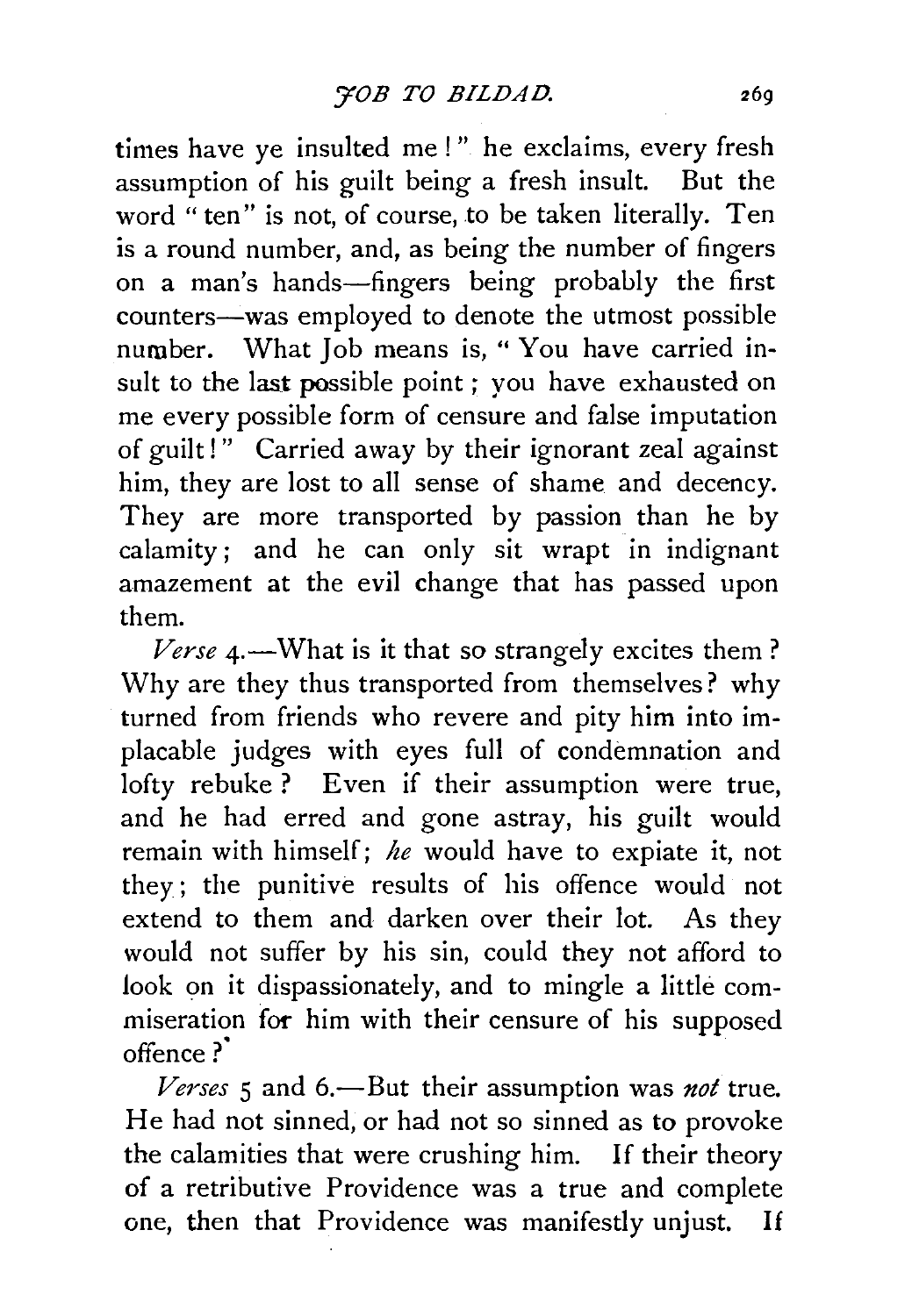times have ye insulted me!" he exclaims, every fresh assumption of his guilt being a fresh insult. But the word "ten" is not, of course, to be taken literally. Ten is a round number, and, as being the number of fingers on a man's hands—fingers being probably the first counters—was employed to denote the utmost possible number. What Job means is, "You have carried insult to the last possible point; you have exhausted on me every possible form of censure and false imputation of guilt!" Carried away by their ignorant zeal against him, they are lost to all sense of shame and decency. They are more transported by passion than he by calamity; and he can only sit wrapt in indignant amazement at the evil change that has passed upon them.

*Verse* 4.—What is it that so strangely excites them? Why are they thus transported from themselves? why turned from friends who revere and pity him into implacable judges with eyes full of condemnation and lofty rebuke? Even if their assumption were true, and he had erred and gone astray, his guilt would remain with himself; *he* would have to expiate it, not they; the punitive results of his offence would not extend to them and darken over their lot. As they would not suffer by his sin, could they not afford to look on it dispassionately, and to mingle a little commiseration for him with their censure of his supposed offence?

*Verses* 5 and 6.—But their assumption was *not* true. He had not sinned, or had not so sinned as to provoke the calamities that were crushing him. If their theory of a retributive Providence was a true and complete one, then that Providence was manifestly unjust. If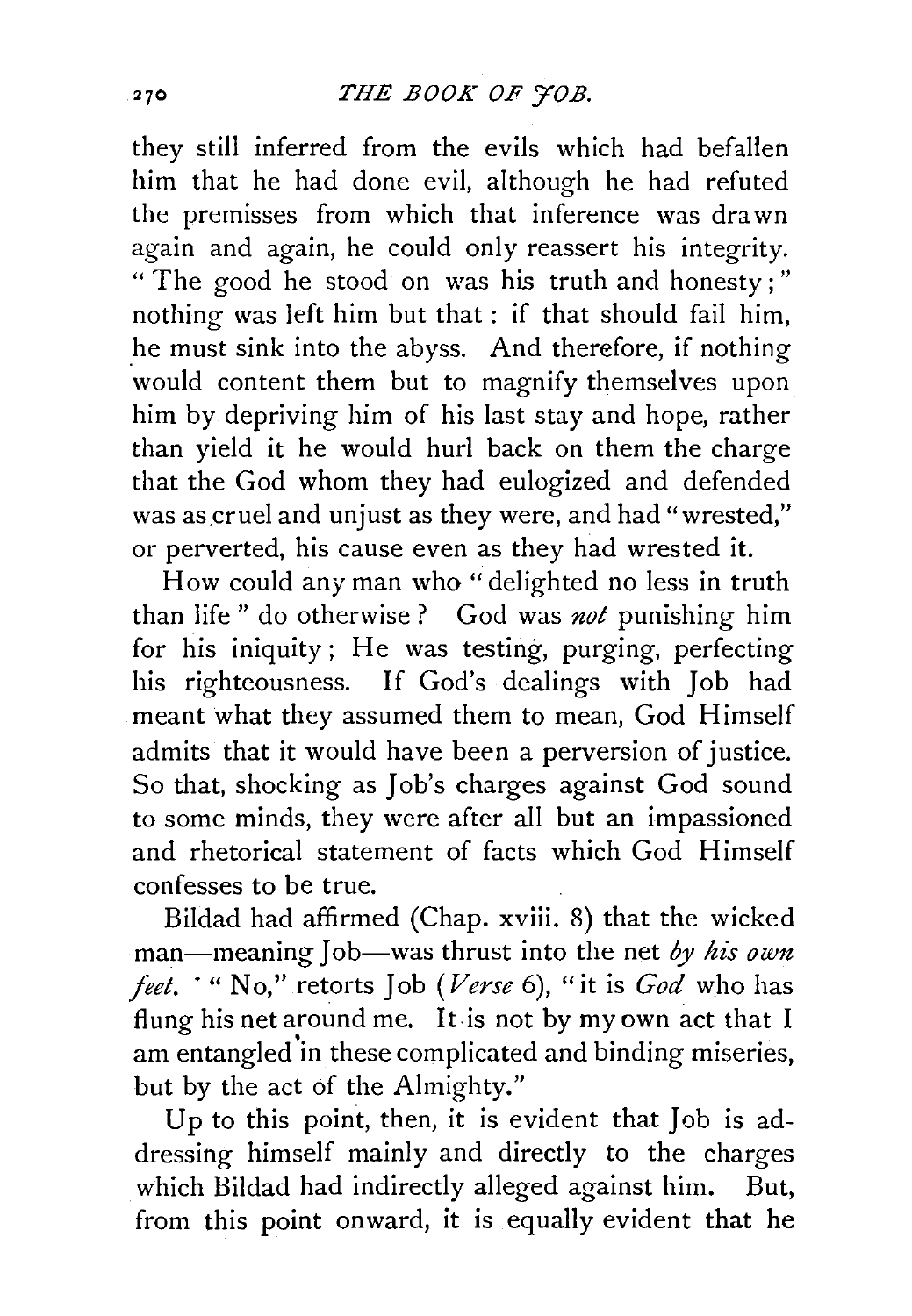they still inferred from the evils which had befallen him that he had done evil, although he had refuted the premisses from which that inference was drawn again and again, he could only reassert his integrity. "The good he stood on was his truth and honesty;" nothing was left him but that: if that should fail him, he must sink into the abyss. And therefore, if nothing would content them but to magnify themselves upon him by depriving him of his last stay and hope, rather than yield it he would hurl back on them the charge that the God whom they had eulogized and defended was as cruel and unjust as they were, and had "wrested," or perverted, his cause even as they had wrested it.

How could any man who "delighted no less in truth than life" do otherwise? God was *not* punishing him for his iniquity; He was testing, purging, perfecting his righteousness. If God's dealings with Job had meant what they assumed them to mean, God Himself admits that it would have been a perversion of justice. So that, shocking as Job's charges against God sound to some minds, they were after all but an impassioned and rhetorical statement of facts which God Himself confesses to be true.

Bildad had affirmed (Chap. xviii. 8) that the wicked man—meaning Job—was thrust into the net *by his own feet.* "No," retorts Job (*Verse* 6), "it is *God* who has flung his net around me. It is not by my own act that I am entangled in these complicated and binding miseries, but by the act of the Almighty."

Up to this point, then, it is evident that Job is addressing himself mainly and directly to the charges which Bildad had indirectly alleged against him. But, from this point onward, it is equally evident that he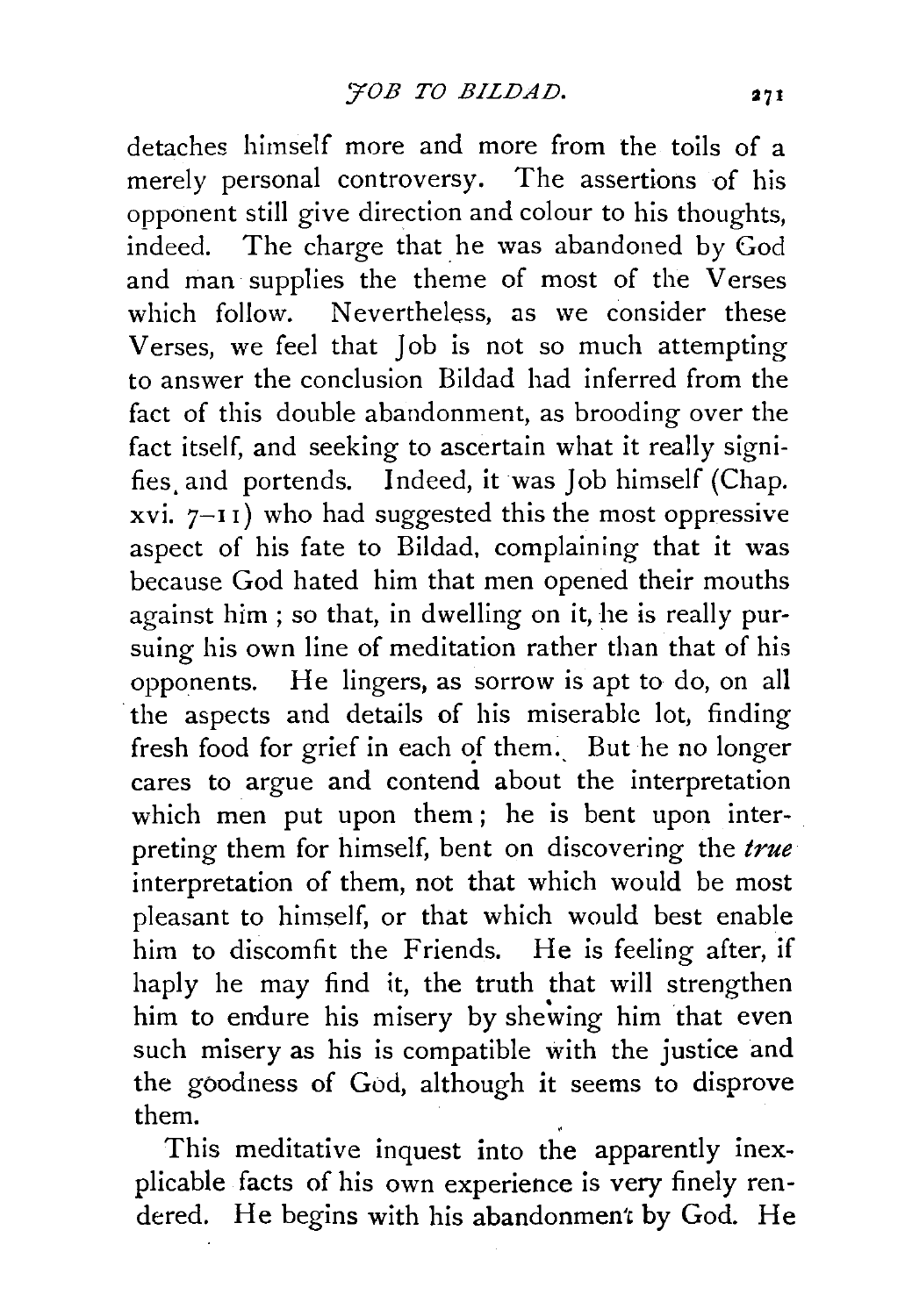detaches himself more and more from the toils of a merely personal controversy. The assertions of his opponent still give direction and colour to his thoughts, indeed. The charge that he was abandoned by God and man supplies the theme of most of the Verses which follow. Nevertheless, as we consider these Verses, we feel that Job is not so much attempting to answer the conclusion Bildad had inferred from the fact of this double abandonment, as brooding over the fact itself, and seeking to ascertain what it really signifies and portends. Indeed, it was Job himself (Chap. xvi. 7–11) who had suggested this the most oppressive aspect of his fate to Bildad, complaining that it was because God hated him that men opened their mouths against him; so that, in dwelling on it, he is really pursuing his own line of meditation rather than that of his opponents. He lingers, as sorrow is apt to do, on all the aspects and details of his miserable lot, finding fresh food for grief in each of them. But he no longer cares to argue and contend about the interpretation which men put upon them; he is bent upon interpreting them for himself, bent on discovering the *true* interpretation of them, not that which would be most pleasant to himself, or that which would best enable him to discomfit the Friends. He is feeling after, if haply he may find it, the truth that will strengthen him to endure his misery by shewing him that even such misery as his is compatible with the justice and the goodness of God, although it seems to disprove them.

This meditative inquest into the apparently inexplicable facts of his own experience is very finely rendered. He begins with his abandonment by God. He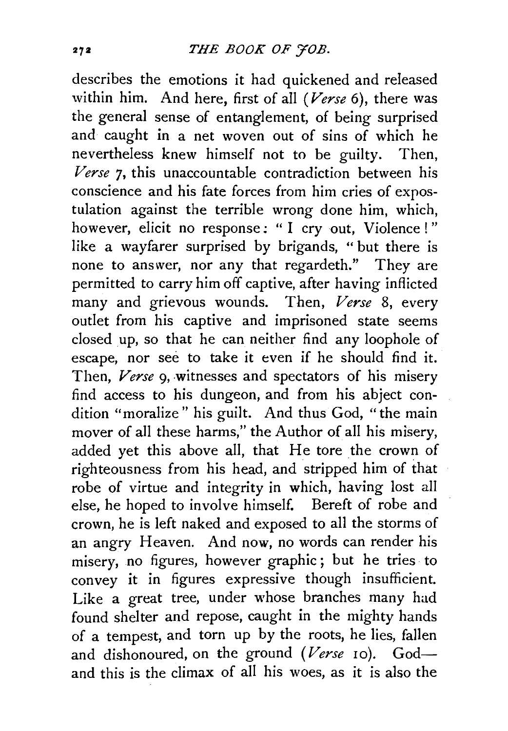describes the emotions it had quickened and released within him. And here, first of all (*Verse* 6), there was the general sense of entanglement, of being surprised and caught in a net woven out of sins of which he nevertheless knew himself not to be guilty. Then, *Verse* 7, this unaccountable contradiction between his conscience and his fate forces from him cries of expostulation against the terrible wrong done him, which, however, elicit no response: "I cry out, Violence!" like a wayfarer surprised by brigands, "but there is none to answer, nor any that regardeth." They are permitted to carry him off captive, after having inflicted many and grievous wounds. Then, *Verse* 8, every outlet from his captive and imprisoned state seems closed up, so that he can neither find any loophole of escape, nor see to take it even if he should find it. Then, *Verse* 9, witnesses and spectators of his misery find access to his dungeon, and from his abject condition "moralize" his guilt. And thus God, "the main mover of all these harms," the Author of all his misery, added yet this above all, that He tore the crown of righteousness from his head, and stripped him of that robe of virtue and integrity in which, having lost all else, he hoped to involve himself. Bereft of robe and crown, he is left naked and exposed to all the storms of an angry Heaven. And now, no words can render his misery, no figures, however graphic; but he tries to convey it in figures expressive though insufficient. Like a great tree, under whose branches many had found shelter and repose, caught in the mighty hands of a tempest, and torn up by the roots, he lies, fallen and dishonoured, on the ground (*Verse* 10). God—and this is the climax of all his woes, as it is also the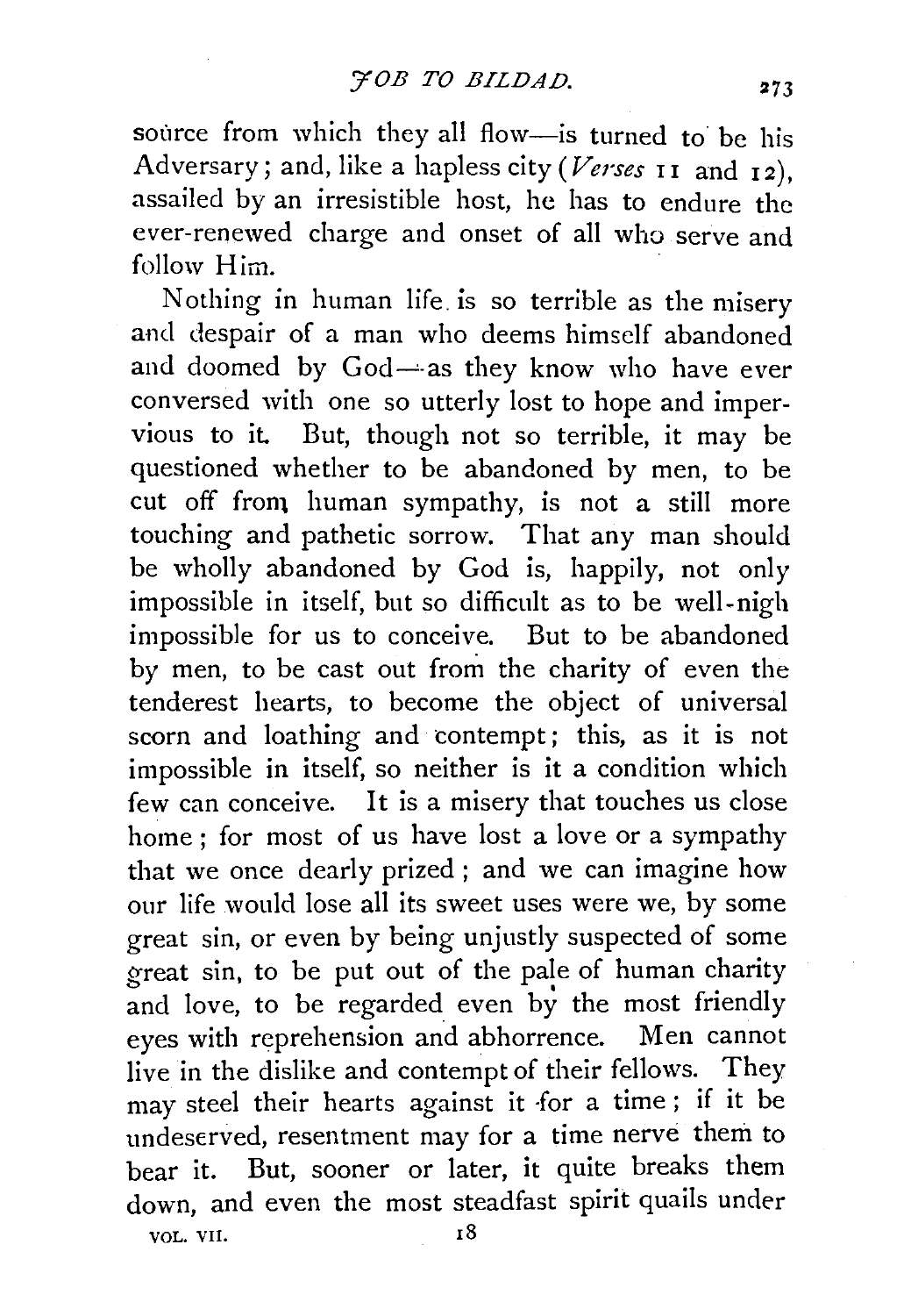source from which they all flow—is turned to be his Adversary; and, like a hapless city (*Verses* 11 and 12), assailed by an irresistible host, he has to endure the ever-renewed charge and onset of all who serve and follow Him.

Nothing in human life is so terrible as the misery and despair of a man who deems himself abandoned and doomed by God—as they know who have ever conversed with one so utterly lost to hope and impervious to it. But, though not so terrible, it may be questioned whether to be abandoned by men, to be cut off from human sympathy, is not a still more touching and pathetic sorrow. That any man should be wholly abandoned by God is, happily, not only impossible in itself, but so difficult as to be well-nigh impossible for us to conceive. But to be abandoned by men, to be cast out from the charity of even the tenderest hearts, to become the object of universal scorn and loathing and contempt; this, as it is not impossible in itself, so neither is it a condition which few can conceive. It is a misery that touches us close home; for most of us have lost a love or a sympathy that we once dearly prized; and we can imagine how our life would lose all its sweet uses were we, by some great sin, or even by being unjustly suspected of some great sin, to be put out of the pale of human charity and love, to be regarded even by the most friendly eyes with reprehension and abhorrence. Men cannot live in the dislike and contempt of their fellows. They may steel their hearts against it for a time; if it be undeserved, resentment may for a time nerve them to bear it. But, sooner or later, it quite breaks them down, and even the most steadfast spirit quails under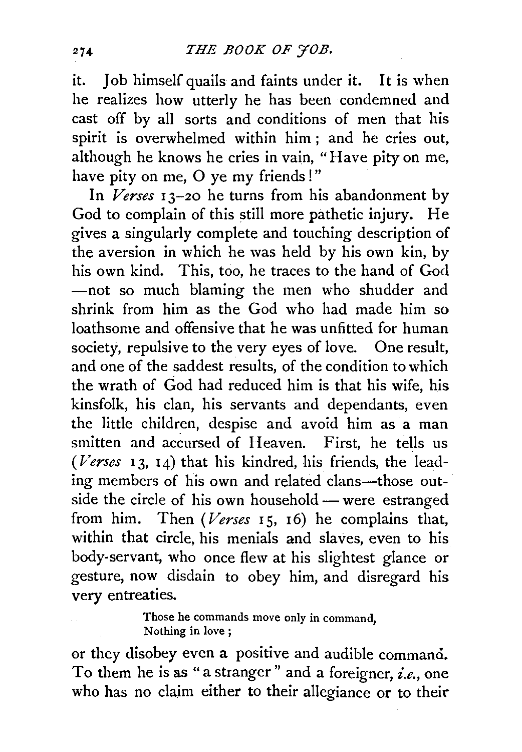it. Job himself quails and faints under it. It is when he realizes how utterly he has been condemned and cast off by all sorts and conditions of men that his spirit is overwhelmed within him; and he cries out, although he knows he cries in vain, "Have pity on me, have pity on me, O ye my friends!"

In *Verses* 13–20 he turns from his abandonment by God to complain of this still more pathetic injury. He gives a singularly complete and touching description of the aversion in which he was held by his own kin, by his own kind. This, too, he traces to the hand of God —not so much blaming the men who shudder and shrink from him as the God who had made him so loathsome and offensive that he was unfitted for human society, repulsive to the very eyes of love. One result, and one of the saddest results, of the condition to which the wrath of God had reduced him is that his wife, his kinsfolk, his clan, his servants and dependants, even the little children, despise and avoid him as a man smitten and accursed of Heaven. First, he tells us (*Verses* 13, 14) that his kindred, his friends, the leading members of his own and related clans—those outside the circle of his own household — were estranged from him. Then (*Verses* 15, 16) he complains that, within that circle, his menials and slaves, even to his body-servant, who once flew at his slightest glance or gesture, now disdain to obey him, and disregard his very entreaties.

> Those he commands move only in command,
> Nothing in love;

or they disobey even a positive and audible command. To them he is as "a stranger" and a foreigner, *i.e.*, one who has no claim either to their allegiance or to their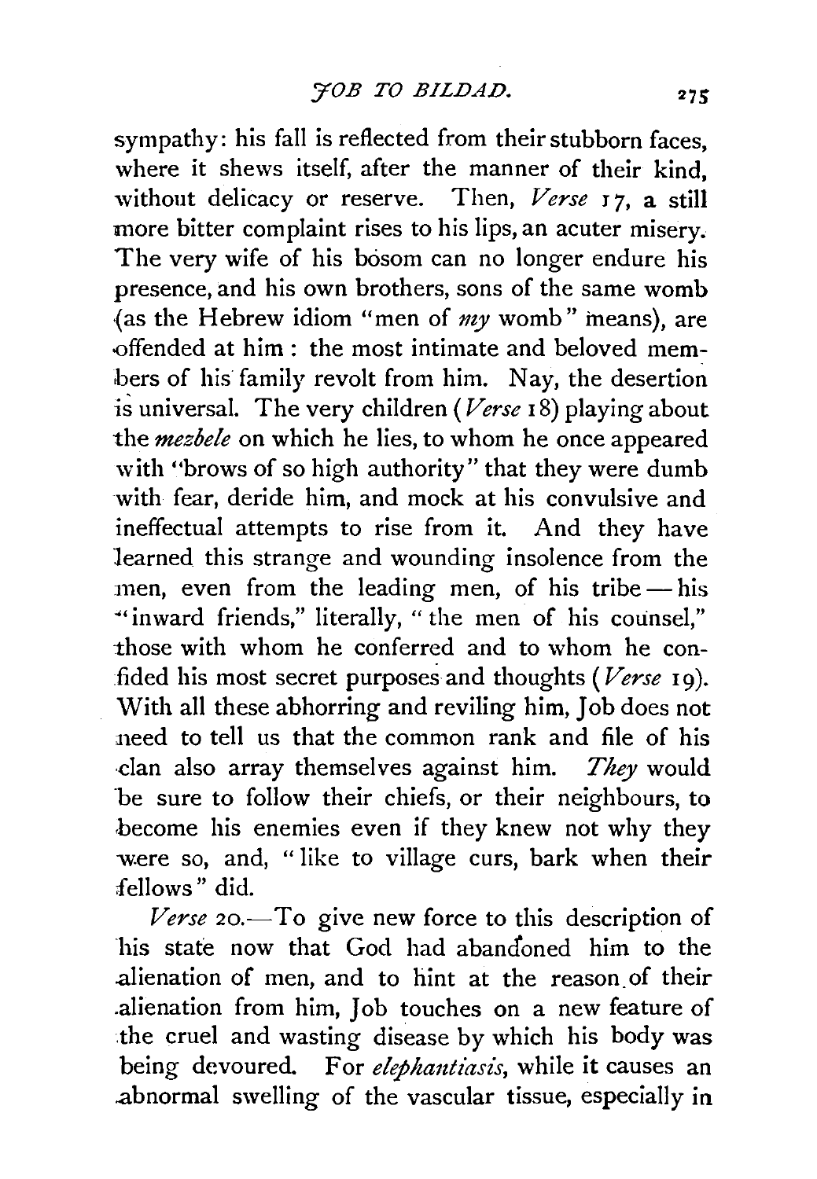sympathy: his fall is reflected from their stubborn faces, where it shews itself, after the manner of their kind, without delicacy or reserve. Then, *Verse* 17, a still more bitter complaint rises to his lips, an acuter misery. The very wife of his bosom can no longer endure his presence, and his own brothers, sons of the same womb (as the Hebrew idiom "men of *my* womb" means), are offended at him: the most intimate and beloved members of his family revolt from him. Nay, the desertion is universal. The very children (*Verse* 18) playing about the *mezbele* on which he lies, to whom he once appeared with "brows of so high authority" that they were dumb with fear, deride him, and mock at his convulsive and ineffectual attempts to rise from it. And they have learned this strange and wounding insolence from the men, even from the leading men, of his tribe — his "inward friends," literally, "the men of his counsel," those with whom he conferred and to whom he confided his most secret purposes and thoughts (*Verse* 19). With all these abhorring and reviling him, Job does not need to tell us that the common rank and file of his clan also array themselves against him. *They* would be sure to follow their chiefs, or their neighbours, to become his enemies even if they knew not why they were so, and, "like to village curs, bark when their fellows" did.

*Verse* 20.—To give new force to this description of his state now that God had abandoned him to the alienation of men, and to hint at the reason of their alienation from him, Job touches on a new feature of the cruel and wasting disease by which his body was being devoured. For *elephantiasis*, while it causes an abnormal swelling of the vascular tissue, especially in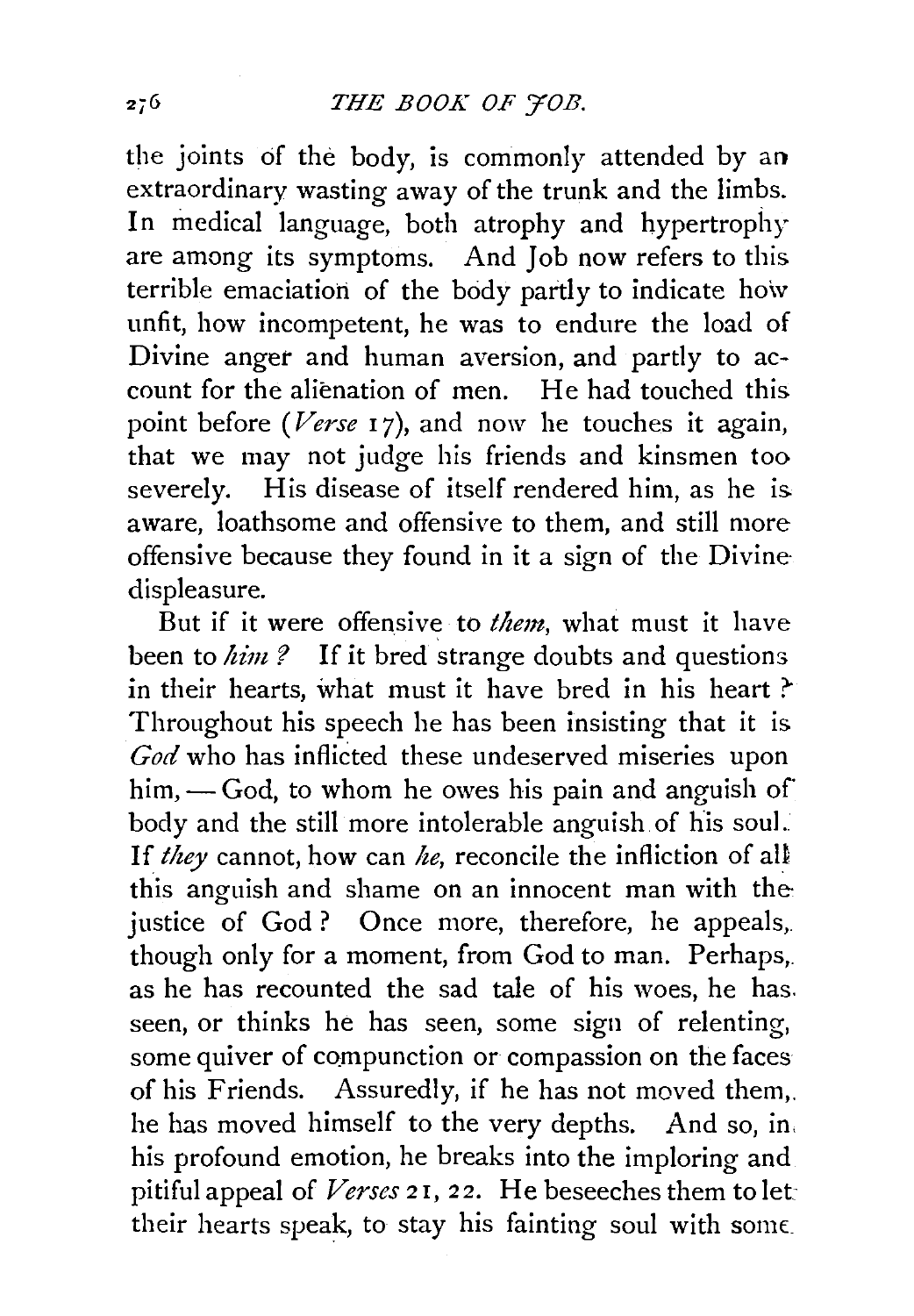the joints of the body, is commonly attended by an extraordinary wasting away of the trunk and the limbs. In medical language, both atrophy and hypertrophy are among its symptoms. And Job now refers to this terrible emaciation of the body partly to indicate how unfit, how incompetent, he was to endure the load of Divine anger and human aversion, and partly to account for the alienation of men. He had touched this point before (*Verse* 17), and now he touches it again, that we may not judge his friends and kinsmen too severely. His disease of itself rendered him, as he is aware, loathsome and offensive to them, and still more offensive because they found in it a sign of the Divine displeasure.

But if it were offensive to *them*, what must it have been to *him?* If it bred strange doubts and questions in their hearts, what must it have bred in his heart? Throughout his speech he has been insisting that it is *God* who has inflicted these undeserved miseries upon him, — God, to whom he owes his pain and anguish of body and the still more intolerable anguish of his soul. If *they* cannot, how can *he*, reconcile the infliction of all this anguish and shame on an innocent man with the justice of God? Once more, therefore, he appeals, though only for a moment, from God to man. Perhaps, as he has recounted the sad tale of his woes, he has seen, or thinks he has seen, some sign of relenting, some quiver of compunction or compassion on the faces of his Friends. Assuredly, if he has not moved them, he has moved himself to the very depths. And so, in his profound emotion, he breaks into the imploring and pitiful appeal of *Verses* 21, 22. He beseeches them to let their hearts speak, to stay his fainting soul with some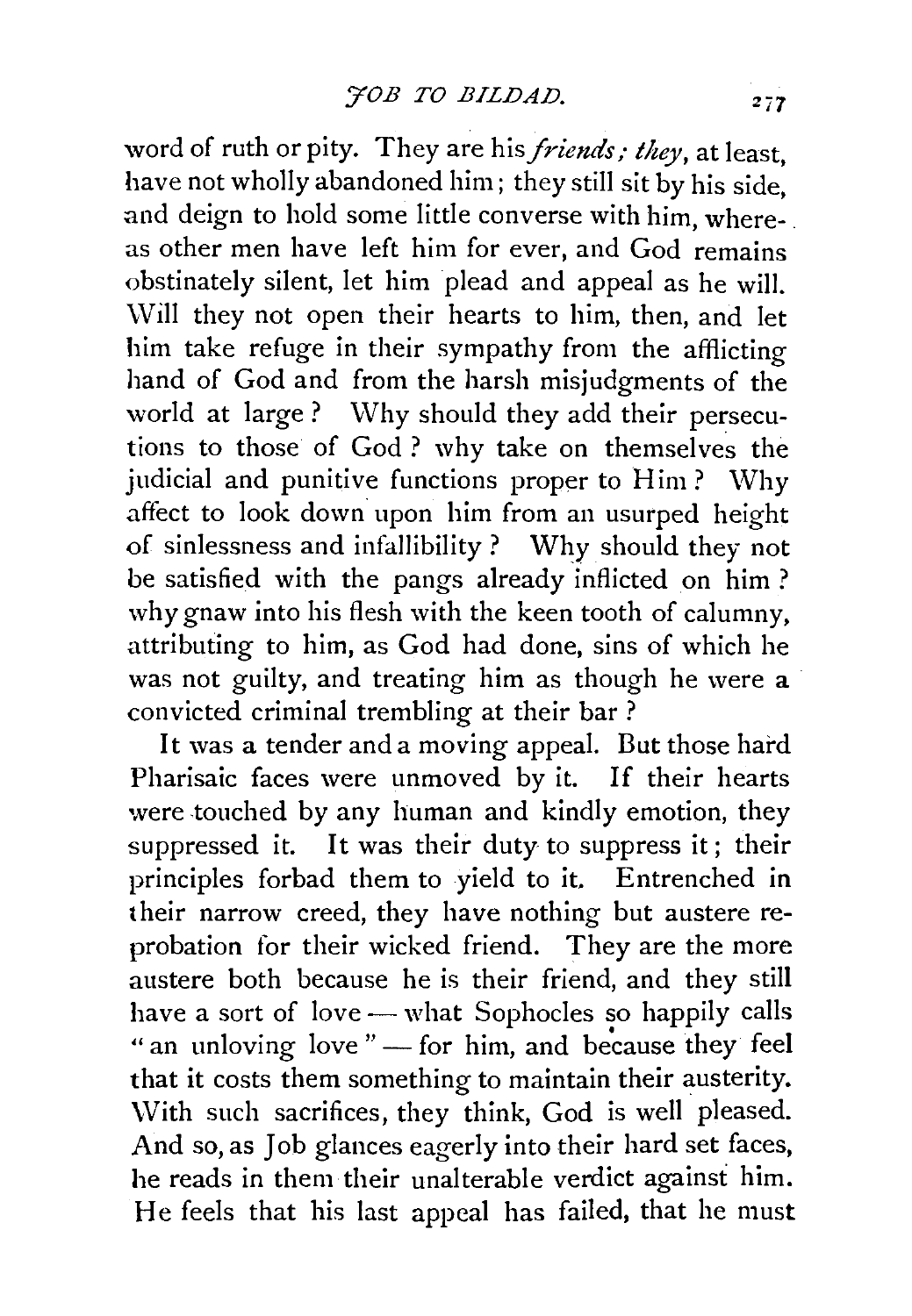word of ruth or pity. They are his *friends; they*, at least, have not wholly abandoned him; they still sit by his side, and deign to hold some little converse with him, whereas other men have left him for ever, and God remains obstinately silent, let him plead and appeal as he will. Will they not open their hearts to him, then, and let him take refuge in their sympathy from the afflicting hand of God and from the harsh misjudgments of the world at large? Why should they add their persecutions to those of God? why take on themselves the judicial and punitive functions proper to Him? Why affect to look down upon him from an usurped height of sinlessness and infallibility? Why should they not be satisfied with the pangs already inflicted on him? why gnaw into his flesh with the keen tooth of calumny, attributing to him, as God had done, sins of which he was not guilty, and treating him as though he were a convicted criminal trembling at their bar?

It was a tender and a moving appeal. But those hard Pharisaic faces were unmoved by it. If their hearts were touched by any human and kindly emotion, they suppressed it. It was their duty to suppress it; their principles forbad them to yield to it. Entrenched in their narrow creed, they have nothing but austere reprobation for their wicked friend. They are the more austere both because he is their friend, and they still have a sort of love — what Sophocles so happily calls "an unloving love" — for him, and because they feel that it costs them something to maintain their austerity. With such sacrifices, they think, God is well pleased. And so, as Job glances eagerly into their hard set faces, he reads in them their unalterable verdict against him. He feels that his last appeal has failed, that he must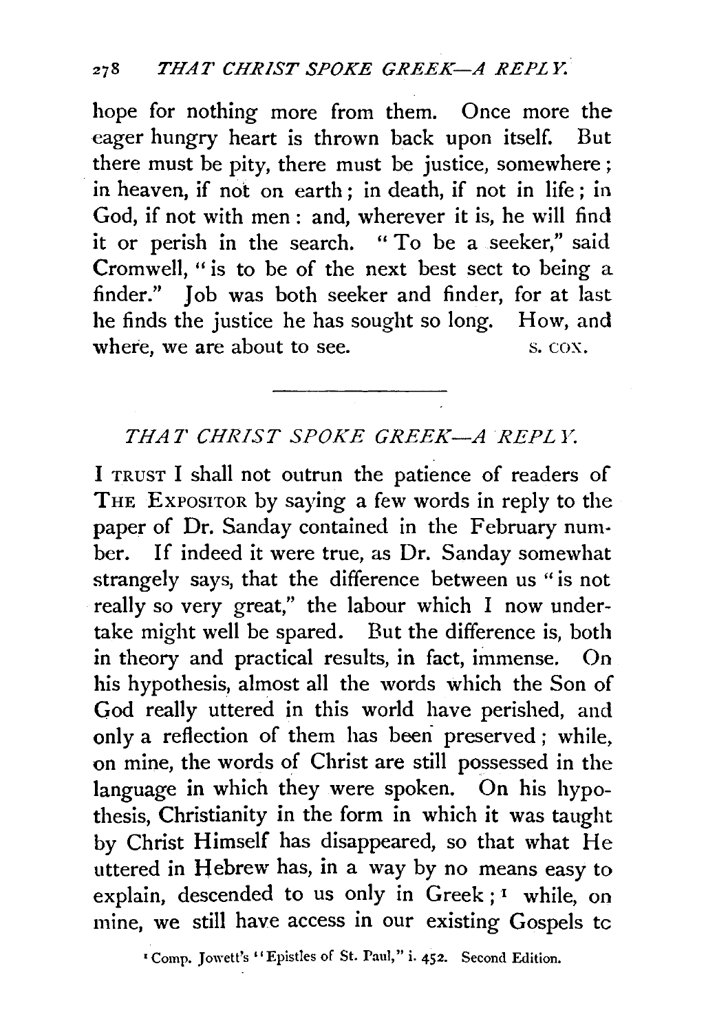hope for nothing more from them. Once more the eager hungry heart is thrown back upon itself. But there must be pity, there must be justice, somewhere; in heaven, if not on earth; in death, if not in life; in God, if not with men: and, wherever it is, he will find it or perish in the search. "To be a seeker," said Cromwell, "is to be of the next best sect to being a finder." Job was both seeker and finder, for at last he finds the justice he has sought so long. How, and where, we are about to see.

S. COX.

---

## *THAT CHRIST SPOKE GREEK—A REPLY.*

I TRUST I shall not outrun the patience of readers of THE EXPOSITOR by saying a few words in reply to the paper of Dr. Sanday contained in the February number. If indeed it were true, as Dr. Sanday somewhat strangely says, that the difference between us "is not really so very great," the labour which I now undertake might well be spared. But the difference is, both in theory and practical results, in fact, immense. On his hypothesis, almost all the words which the Son of God really uttered in this world have perished, and only a reflection of them has been preserved; while, on mine, the words of Christ are still possessed in the language in which they were spoken. On his hypothesis, Christianity in the form in which it was taught by Christ Himself has disappeared, so that what He uttered in Hebrew has, in a way by no means easy to explain, descended to us only in Greek;[1] while, on mine, we still have access in our existing Gospels tc

[1] Comp. Jowett's "Epistles of St. Paul," i. 452. Second Edition.